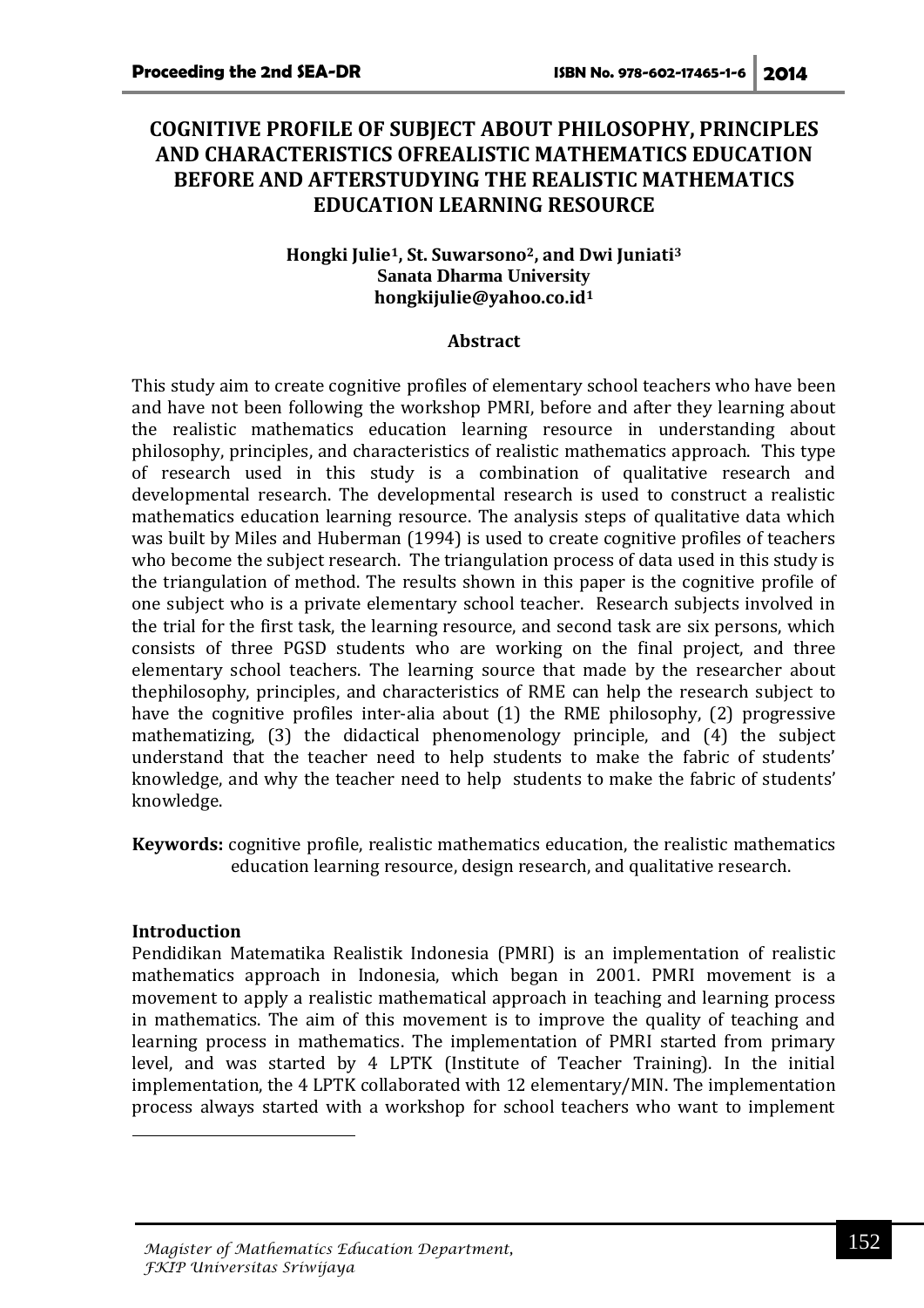# COGNITIVE PROFILE OF SUBJECT ABOUT PHILOSOPHY, PRINCIPLES AND CHARACTERISTICS OFREALISTIC MATHEMATICS EDUCATION BEFORE AND AFTERSTUDYING THE REALISTIC MATHEMATICS EDUCATION LEARNING RESOURCE

**Hongki Julie[1], St. Suwarsono[2], and Dwi Juniati[3]**
**Sanata Dharma University**
**hongkijulie@yahoo.co.id[1]**

### Abstract

This study aim to create cognitive profiles of elementary school teachers who have been and have not been following the workshop PMRI, before and after they learning about the realistic mathematics education learning resource in understanding about philosophy, principles, and characteristics of realistic mathematics approach. This type of research used in this study is a combination of qualitative research and developmental research. The developmental research is used to construct a realistic mathematics education learning resource. The analysis steps of qualitative data which was built by Miles and Huberman (1994) is used to create cognitive profiles of teachers who become the subject research. The triangulation process of data used in this study is the triangulation of method. The results shown in this paper is the cognitive profile of one subject who is a private elementary school teacher. Research subjects involved in the trial for the first task, the learning resource, and second task are six persons, which consists of three PGSD students who are working on the final project, and three elementary school teachers. The learning source that made by the researcher about thephilosophy, principles, and characteristics of RME can help the research subject to have the cognitive profiles inter-alia about (1) the RME philosophy, (2) progressive mathematizing, (3) the didactical phenomenology principle, and (4) the subject understand that the teacher need to help students to make the fabric of students' knowledge, and why the teacher need to help students to make the fabric of students' knowledge.

**Keywords:** cognitive profile, realistic mathematics education, the realistic mathematics education learning resource, design research, and qualitative research.

### Introduction

Pendidikan Matematika Realistik Indonesia (PMRI) is an implementation of realistic mathematics approach in Indonesia, which began in 2001. PMRI movement is a movement to apply a realistic mathematical approach in teaching and learning process in mathematics. The aim of this movement is to improve the quality of teaching and learning process in mathematics. The implementation of PMRI started from primary level, and was started by 4 LPTK (Institute of Teacher Training). In the initial implementation, the 4 LPTK collaborated with 12 elementary/MIN. The implementation process always started with a workshop for school teachers who want to implement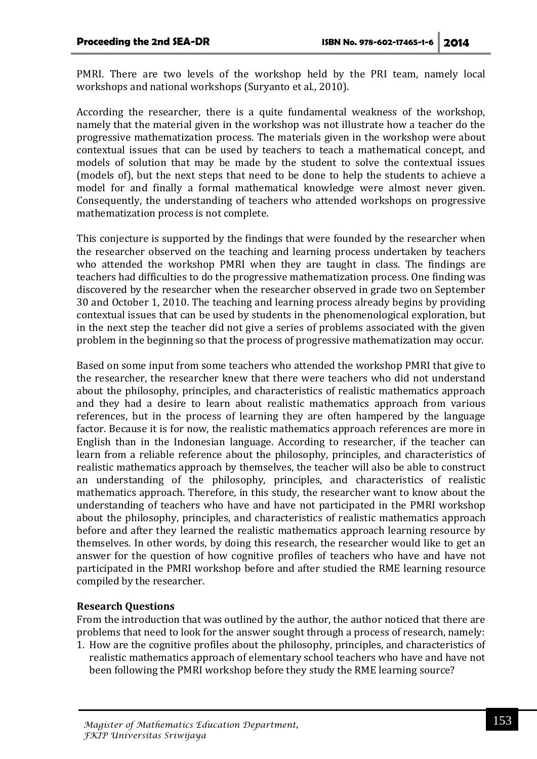PMRI. There are two levels of the workshop held by the PRI team, namely local workshops and national workshops (Suryanto et al., 2010).

According the researcher, there is a quite fundamental weakness of the workshop, namely that the material given in the workshop was not illustrate how a teacher do the progressive mathematization process. The materials given in the workshop were about contextual issues that can be used by teachers to teach a mathematical concept, and models of solution that may be made by the student to solve the contextual issues (models of), but the next steps that need to be done to help the students to achieve a model for and finally a formal mathematical knowledge were almost never given. Consequently, the understanding of teachers who attended workshops on progressive mathematization process is not complete.

This conjecture is supported by the findings that were founded by the researcher when the researcher observed on the teaching and learning process undertaken by teachers who attended the workshop PMRI when they are taught in class. The findings are teachers had difficulties to do the progressive mathematization process. One finding was discovered by the researcher when the researcher observed in grade two on September 30 and October 1, 2010. The teaching and learning process already begins by providing contextual issues that can be used by students in the phenomenological exploration, but in the next step the teacher did not give a series of problems associated with the given problem in the beginning so that the process of progressive mathematization may occur.

Based on some input from some teachers who attended the workshop PMRI that give to the researcher, the researcher knew that there were teachers who did not understand about the philosophy, principles, and characteristics of realistic mathematics approach and they had a desire to learn about realistic mathematics approach from various references, but in the process of learning they are often hampered by the language factor. Because it is for now, the realistic mathematics approach references are more in English than in the Indonesian language. According to researcher, if the teacher can learn from a reliable reference about the philosophy, principles, and characteristics of realistic mathematics approach by themselves, the teacher will also be able to construct an understanding of the philosophy, principles, and characteristics of realistic mathematics approach. Therefore, in this study, the researcher want to know about the understanding of teachers who have and have not participated in the PMRI workshop about the philosophy, principles, and characteristics of realistic mathematics approach before and after they learned the realistic mathematics approach learning resource by themselves. In other words, by doing this research, the researcher would like to get an answer for the question of how cognitive profiles of teachers who have and have not participated in the PMRI workshop before and after studied the RME learning resource compiled by the researcher.

**Research Questions**

From the introduction that was outlined by the author, the author noticed that there are problems that need to look for the answer sought through a process of research, namely:

1. How are the cognitive profiles about the philosophy, principles, and characteristics of realistic mathematics approach of elementary school teachers who have and have not been following the PMRI workshop before they study the RME learning source?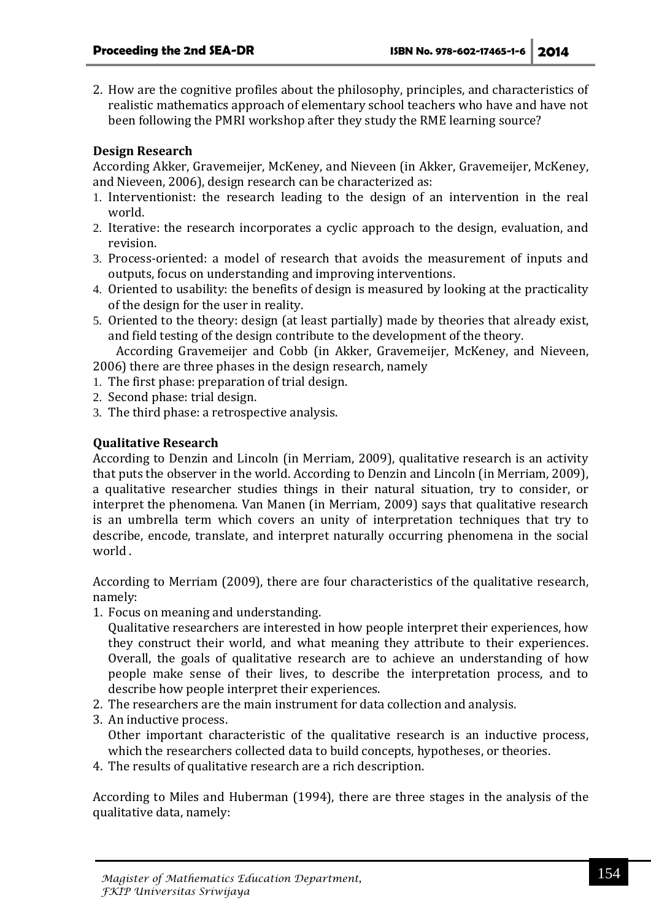2. How are the cognitive profiles about the philosophy, principles, and characteristics of realistic mathematics approach of elementary school teachers who have and have not been following the PMRI workshop after they study the RME learning source?

**Design Research**

According Akker, Gravemeijer, McKeney, and Nieveen (in Akker, Gravemeijer, McKeney, and Nieveen, 2006), design research can be characterized as:

1. Interventionist: the research leading to the design of an intervention in the real world.
2. Iterative: the research incorporates a cyclic approach to the design, evaluation, and revision.
3. Process-oriented: a model of research that avoids the measurement of inputs and outputs, focus on understanding and improving interventions.
4. Oriented to usability: the benefits of design is measured by looking at the practicality of the design for the user in reality.
5. Oriented to the theory: design (at least partially) made by theories that already exist, and field testing of the design contribute to the development of the theory.

According Gravemeijer and Cobb (in Akker, Gravemeijer, McKeney, and Nieveen, 2006) there are three phases in the design research, namely

1. The first phase: preparation of trial design.
2. Second phase: trial design.
3. The third phase: a retrospective analysis.

**Qualitative Research**

According to Denzin and Lincoln (in Merriam, 2009), qualitative research is an activity that puts the observer in the world. According to Denzin and Lincoln (in Merriam, 2009), a qualitative researcher studies things in their natural situation, try to consider, or interpret the phenomena. Van Manen (in Merriam, 2009) says that qualitative research is an umbrella term which covers an unity of interpretation techniques that try to describe, encode, translate, and interpret naturally occurring phenomena in the social world .

According to Merriam (2009), there are four characteristics of the qualitative research, namely:

1. Focus on meaning and understanding.
   Qualitative researchers are interested in how people interpret their experiences, how they construct their world, and what meaning they attribute to their experiences. Overall, the goals of qualitative research are to achieve an understanding of how people make sense of their lives, to describe the interpretation process, and to describe how people interpret their experiences.
2. The researchers are the main instrument for data collection and analysis.
3. An inductive process.
   Other important characteristic of the qualitative research is an inductive process, which the researchers collected data to build concepts, hypotheses, or theories.
4. The results of qualitative research are a rich description.

According to Miles and Huberman (1994), there are three stages in the analysis of the qualitative data, namely: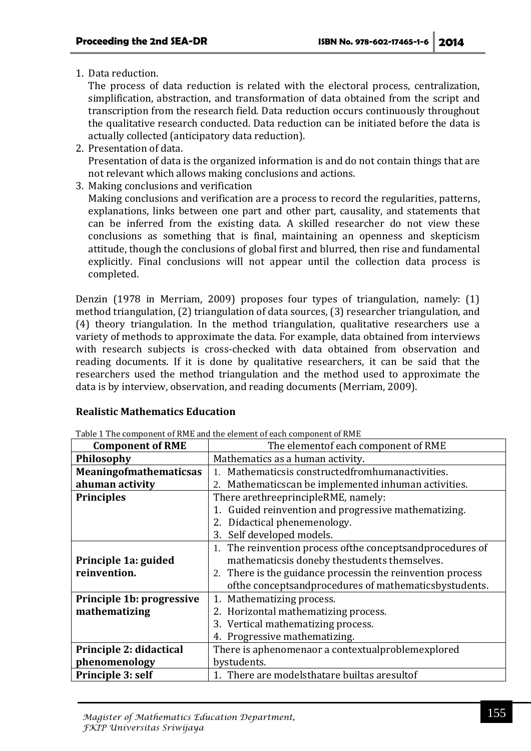1. Data reduction.
   The process of data reduction is related with the electoral process, centralization, simplification, abstraction, and transformation of data obtained from the script and transcription from the research field. Data reduction occurs continuously throughout the qualitative research conducted. Data reduction can be initiated before the data is actually collected (anticipatory data reduction).
2. Presentation of data.
   Presentation of data is the organized information is and do not contain things that are not relevant which allows making conclusions and actions.
3. Making conclusions and verification
   Making conclusions and verification are a process to record the regularities, patterns, explanations, links between one part and other part, causality, and statements that can be inferred from the existing data. A skilled researcher do not view these conclusions as something that is final, maintaining an openness and skepticism attitude, though the conclusions of global first and blurred, then rise and fundamental explicitly. Final conclusions will not appear until the collection data process is completed.

Denzin (1978 in Merriam, 2009) proposes four types of triangulation, namely: (1) method triangulation, (2) triangulation of data sources, (3) researcher triangulation, and (4) theory triangulation. In the method triangulation, qualitative researchers use a variety of methods to approximate the data. For example, data obtained from interviews with research subjects is cross-checked with data obtained from observation and reading documents. If it is done by qualitative researchers, it can be said that the researchers used the method triangulation and the method used to approximate the data is by interview, observation, and reading documents (Merriam, 2009).

**Realistic Mathematics Education**

Table 1 The component of RME and the element of each component of RME

| Component of RME | The elementof each component of RME |
|---|---|
| **Philosophy** | Mathematics as a human activity. |
| **Meaningofmathematicsas ahuman activity** | 1. Mathematicsis constructedfromhumanactivities.<br>2. Mathematicscan be implemented inhuman activities. |
| **Principles** | There arethreeprincipleRME, namely:<br>1. Guided reinvention and progressive mathematizing.<br>2. Didactical phenemenology.<br>3. Self developed models. |
| **Principle 1a: guided reinvention.** | 1. The reinvention process ofthe conceptsandprocedures of mathematicsis doneby thestudents themselves.<br>2. There is the guidance processin the reinvention process ofthe conceptsandprocedures of mathematicsbystudents. |
| **Principle 1b: progressive mathematizing** | 1. Mathematizing process.<br>2. Horizontal mathematizing process.<br>3. Vertical mathematizing process.<br>4. Progressive mathematizing. |
| **Principle 2: didactical phenomenology** | There is aphenomenaor a contextualproblemexplored bystudents. |
| **Principle 3: self** | 1. There are modelsthatare builtas aresultof |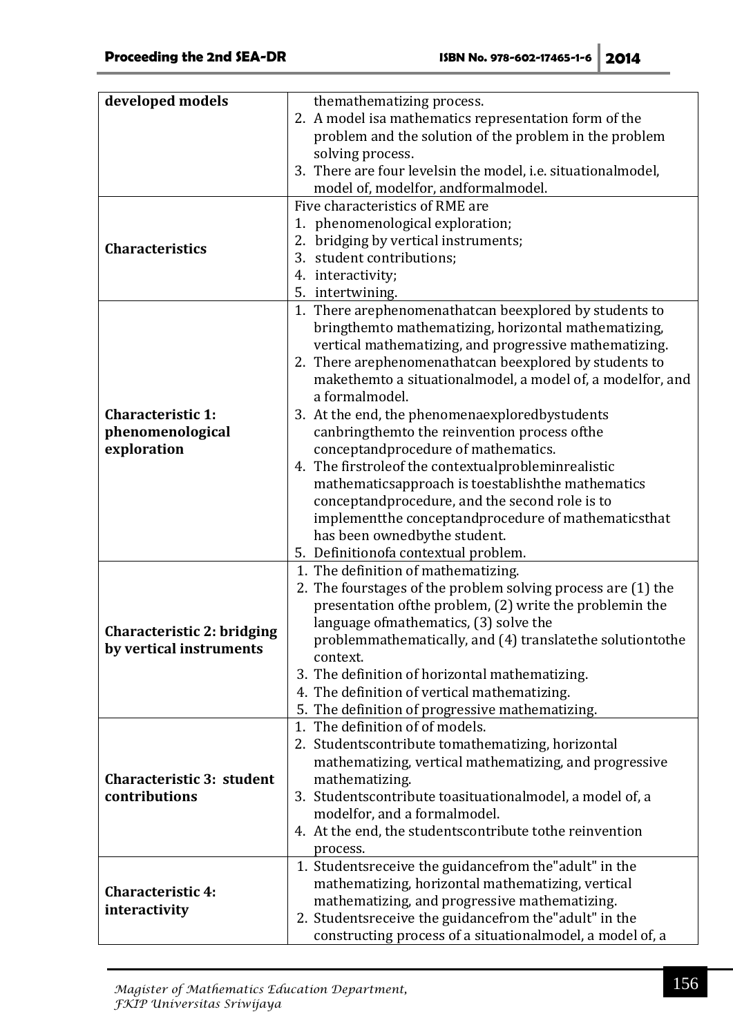| | |
|---|---|
| **developed models** | themathematizing process.<br>2. A model isa mathematics representation form of the problem and the solution of the problem in the problem solving process.<br>3. There are four levelsin the model, i.e. situationalmodel, model of, modelfor, andformalmodel. |
| **Characteristics** | Five characteristics of RME are<br>1. phenomenological exploration;<br>2. bridging by vertical instruments;<br>3. student contributions;<br>4. interactivity;<br>5. intertwining. |
| **Characteristic 1: phenomenological exploration** | 1. There arephenomenathatcan beexplored by students to bringthemto mathematizing, horizontal mathematizing, vertical mathematizing, and progressive mathematizing.<br>2. There arephenomenathatcan beexplored by students to makethemto a situationalmodel, a model of, a modelfor, and a formalmodel.<br>3. At the end, the phenomenaexploredbystudents canbringthemto the reinvention process ofthe conceptandprocedure of mathematics.<br>4. The firstroleof the contextualprobleminrealistic mathematicsapproach is toestablishthe mathematics conceptandprocedure, and the second role is to implementthe conceptandprocedure of mathematicsthat has been ownedbythe student.<br>5. Definitionofa contextual problem. |
| **Characteristic 2: bridging by vertical instruments** | 1. The definition of mathematizing.<br>2. The fourstages of the problem solving process are (1) the presentation ofthe problem, (2) write the problemin the language ofmathematics, (3) solve the problemmathematically, and (4) translatethe solutiontothe context.<br>3. The definition of horizontal mathematizing.<br>4. The definition of vertical mathematizing.<br>5. The definition of progressive mathematizing. |
| **Characteristic 3: student contributions** | 1. The definition of of models.<br>2. Studentscontribute tomathematizing, horizontal mathematizing, vertical mathematizing, and progressive mathematizing.<br>3. Studentscontribute toasituationalmodel, a model of, a modelfor, and a formalmodel.<br>4. At the end, the studentscontribute tothe reinvention process. |
| **Characteristic 4: interactivity** | 1. Studentsreceive the guidancefrom the"adult" in the mathematizing, horizontal mathematizing, vertical mathematizing, and progressive mathematizing.<br>2. Studentsreceive the guidancefrom the"adult" in the constructing process of a situationalmodel, a model of, a |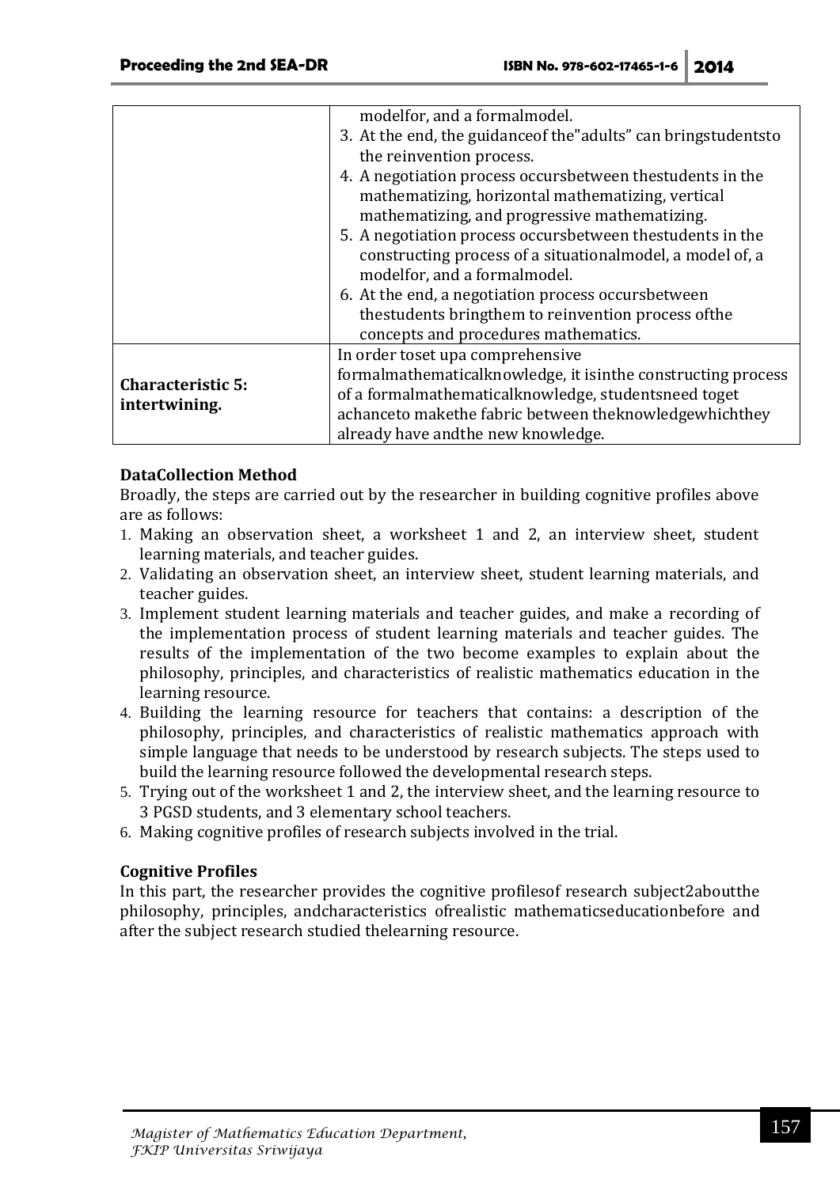| | |
|---|---|
| | modelfor, and a formalmodel.<br>3. At the end, the guidanceof the"adults" can bringstudentsto the reinvention process.<br>4. A negotiation process occursbetween thestudents in the mathematizing, horizontal mathematizing, vertical mathematizing, and progressive mathematizing.<br>5. A negotiation process occursbetween thestudents in the constructing process of a situationalmodel, a model of, a modelfor, and a formalmodel.<br>6. At the end, a negotiation process occursbetween thestudents bringthem to reinvention process ofthe concepts and procedures mathematics. |
| **Characteristic 5: intertwining.** | In order toset upa comprehensive formalmathematicalknowledge, it isinthe constructing process of a formalmathematicalknowledge, studentsneed toget achanceto makethe fabric between theknowledgewhichthey already have andthe new knowledge. |

**DataCollection Method**

Broadly, the steps are carried out by the researcher in building cognitive profiles above are as follows:

1. Making an observation sheet, a worksheet 1 and 2, an interview sheet, student learning materials, and teacher guides.
2. Validating an observation sheet, an interview sheet, student learning materials, and teacher guides.
3. Implement student learning materials and teacher guides, and make a recording of the implementation process of student learning materials and teacher guides. The results of the implementation of the two become examples to explain about the philosophy, principles, and characteristics of realistic mathematics education in the learning resource.
4. Building the learning resource for teachers that contains: a description of the philosophy, principles, and characteristics of realistic mathematics approach with simple language that needs to be understood by research subjects. The steps used to build the learning resource followed the developmental research steps.
5. Trying out of the worksheet 1 and 2, the interview sheet, and the learning resource to 3 PGSD students, and 3 elementary school teachers.
6. Making cognitive profiles of research subjects involved in the trial.

**Cognitive Profiles**

In this part, the researcher provides the cognitive profilesof research subject2aboutthe philosophy, principles, andcharacteristics ofrealistic mathematicseducationbefore and after the subject research studied thelearning resource.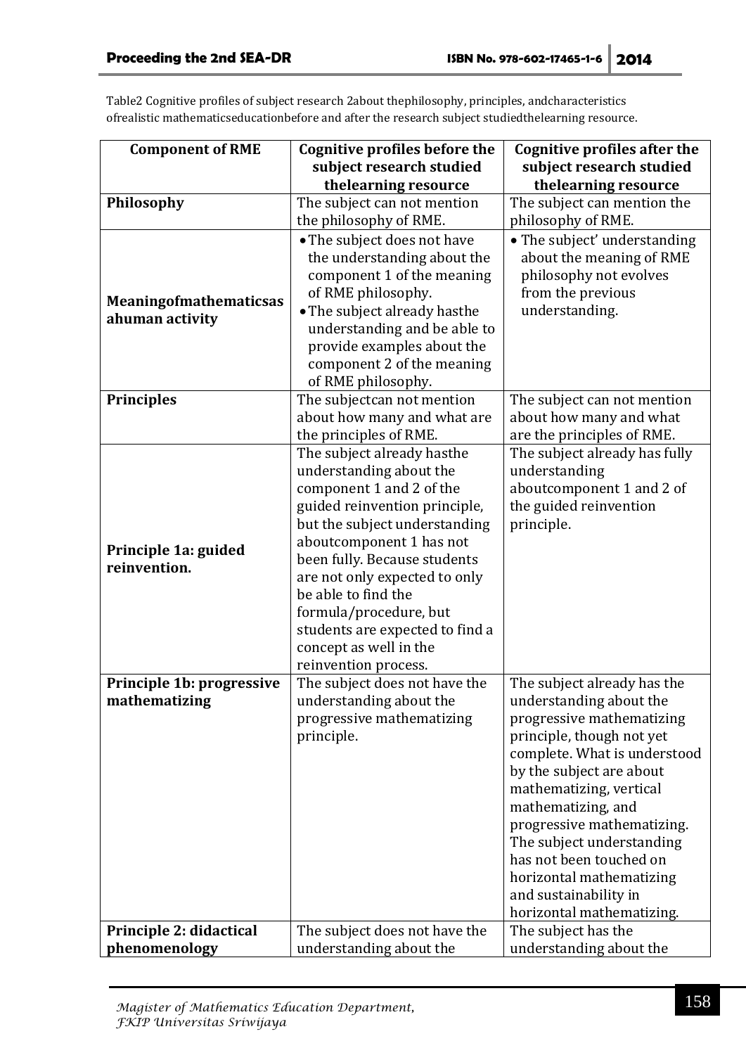Table2 Cognitive profiles of subject research 2about thephilosophy, principles, andcharacteristics ofrealistic mathematicseducationbefore and after the research subject studiedthelearning resource.

| Component of RME | Cognitive profiles before the subject research studied thelearning resource | Cognitive profiles after the subject research studied thelearning resource |
|---|---|---|
| **Philosophy** | The subject can not mention the philosophy of RME. | The subject can mention the philosophy of RME. |
| **Meaningofmathematicsas ahuman activity** | • The subject does not have the understanding about the component 1 of the meaning of RME philosophy.<br>• The subject already hasthe understanding and be able to provide examples about the component 2 of the meaning of RME philosophy. | • The subject' understanding about the meaning of RME philosophy not evolves from the previous understanding. |
| **Principles** | The subjectcan not mention about how many and what are the principles of RME. | The subject can not mention about how many and what are the principles of RME. |
| **Principle 1a: guided reinvention.** | The subject already hasthe understanding about the component 1 and 2 of the guided reinvention principle, but the subject understanding aboutcomponent 1 has not been fully. Because students are not only expected to only be able to find the formula/procedure, but students are expected to find a concept as well in the reinvention process. | The subject already has fully understanding aboutcomponent 1 and 2 of the guided reinvention principle. |
| **Principle 1b: progressive mathematizing** | The subject does not have the understanding about the progressive mathematizing principle. | The subject already has the understanding about the progressive mathematizing principle, though not yet complete. What is understood by the subject are about mathematizing, vertical mathematizing, and progressive mathematizing. The subject understanding has not been touched on horizontal mathematizing and sustainability in horizontal mathematizing. |
| **Principle 2: didactical phenomenology** | The subject does not have the understanding about the | The subject has the understanding about the |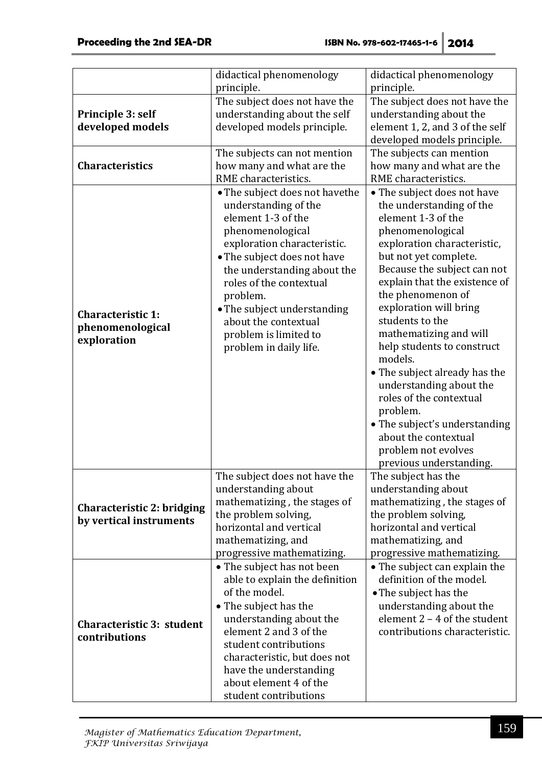| | | |
|---|---|---|
| | didactical phenomenology principle. | didactical phenomenology principle. |
| **Principle 3: self developed models** | The subject does not have the understanding about the self developed models principle. | The subject does not have the understanding about the element 1, 2, and 3 of the self developed models principle. |
| **Characteristics** | The subjects can not mention how many and what are the RME characteristics. | The subjects can mention how many and what are the RME characteristics. |
| **Characteristic 1: phenomenological exploration** | • The subject does not havethe understanding of the element 1-3 of the phenomenological exploration characteristic.<br>• The subject does not have the understanding about the roles of the contextual problem.<br>• The subject understanding about the contextual problem is limited to problem in daily life. | • The subject does not have the understanding of the element 1-3 of the phenomenological exploration characteristic, but not yet complete. Because the subject can not explain that the existence of the phenomenon of exploration will bring students to the mathematizing and will help students to construct models.<br>• The subject already has the understanding about the roles of the contextual problem.<br>• The subject's understanding about the contextual problem not evolves previous understanding. |
| **Characteristic 2: bridging by vertical instruments** | The subject does not have the understanding about mathematizing , the stages of the problem solving, horizontal and vertical mathematizing, and progressive mathematizing. | The subject has the understanding about mathematizing , the stages of the problem solving, horizontal and vertical mathematizing, and progressive mathematizing. |
| **Characteristic 3: student contributions** | • The subject has not been able to explain the definition of the model.<br>• The subject has the understanding about the element 2 and 3 of the student contributions characteristic, but does not have the understanding about element 4 of the student contributions | • The subject can explain the definition of the model.<br>• The subject has the understanding about the element 2 – 4 of the student contributions characteristic. |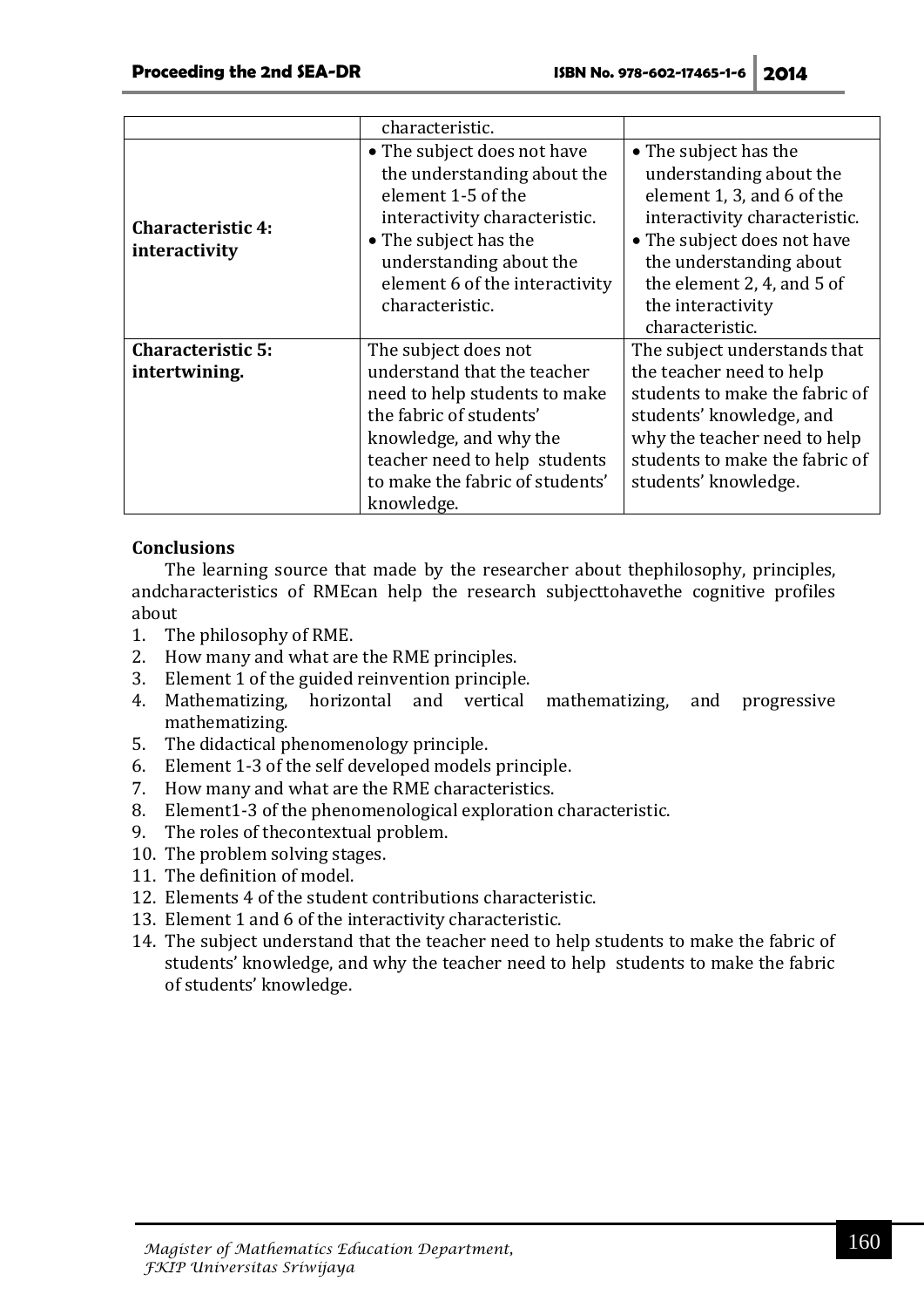| | | |
|---|---|---|
| | characteristic. | |
| **Characteristic 4: interactivity** | • The subject does not have the understanding about the element 1-5 of the interactivity characteristic.<br>• The subject has the understanding about the element 6 of the interactivity characteristic. | • The subject has the understanding about the element 1, 3, and 6 of the interactivity characteristic.<br>• The subject does not have the understanding about the element 2, 4, and 5 of the interactivity characteristic. |
| **Characteristic 5: intertwining.** | The subject does not understand that the teacher need to help students to make the fabric of students' knowledge, and why the teacher need to help students to make the fabric of students' knowledge. | The subject understands that the teacher need to help students to make the fabric of students' knowledge, and why the teacher need to help students to make the fabric of students' knowledge. |

**Conclusions**

The learning source that made by the researcher about thephilosophy, principles, andcharacteristics of RMEcan help the research subjecttohavethe cognitive profiles about

1. The philosophy of RME.
2. How many and what are the RME principles.
3. Element 1 of the guided reinvention principle.
4. Mathematizing, horizontal and vertical mathematizing, and progressive mathematizing.
5. The didactical phenomenology principle.
6. Element 1-3 of the self developed models principle.
7. How many and what are the RME characteristics.
8. Element1-3 of the phenomenological exploration characteristic.
9. The roles of thecontextual problem.
10. The problem solving stages.
11. The definition of model.
12. Elements 4 of the student contributions characteristic.
13. Element 1 and 6 of the interactivity characteristic.
14. The subject understand that the teacher need to help students to make the fabric of students' knowledge, and why the teacher need to help students to make the fabric of students' knowledge.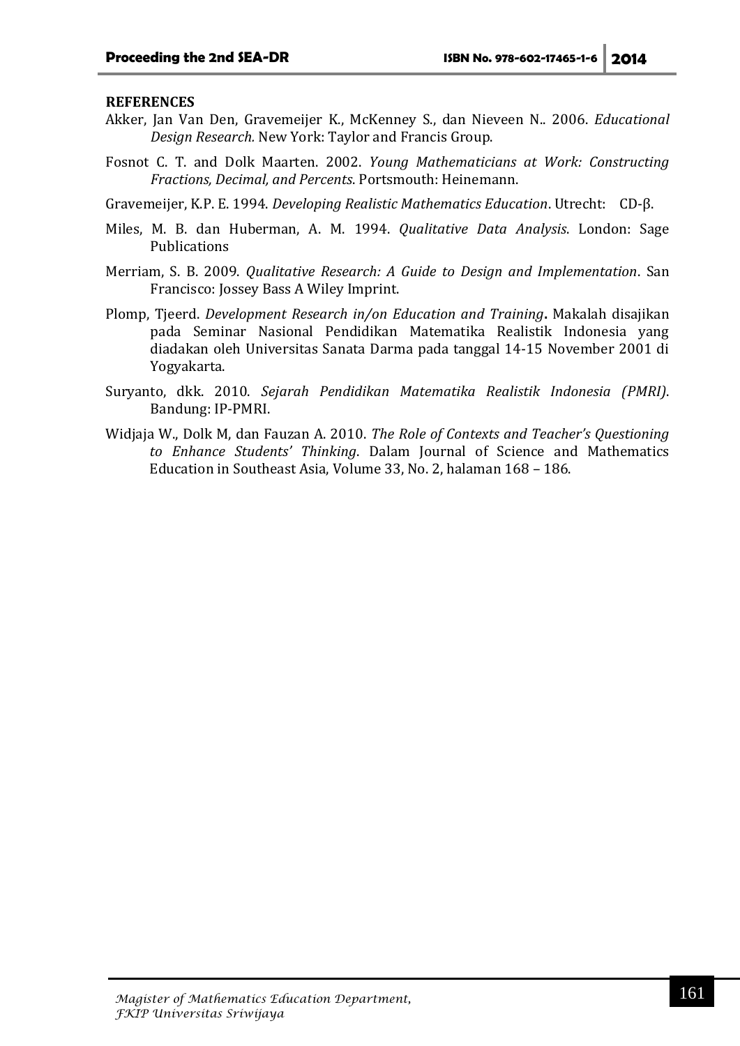**REFERENCES**

Akker, Jan Van Den, Gravemeijer K., McKenney S., dan Nieveen N.. 2006. *Educational Design Research*. New York: Taylor and Francis Group.

Fosnot C. T. and Dolk Maarten. 2002. *Young Mathematicians at Work: Constructing Fractions, Decimal, and Percents*. Portsmouth: Heinemann.

Gravemeijer, K.P. E. 1994. *Developing Realistic Mathematics Education*. Utrecht: CD-β.

Miles, M. B. dan Huberman, A. M. 1994. *Qualitative Data Analysis*. London: Sage Publications

Merriam, S. B. 2009. *Qualitative Research: A Guide to Design and Implementation*. San Francisco: Jossey Bass A Wiley Imprint.

Plomp, Tjeerd. *Development Research in/on Education and Training*. Makalah disajikan pada Seminar Nasional Pendidikan Matematika Realistik Indonesia yang diadakan oleh Universitas Sanata Darma pada tanggal 14-15 November 2001 di Yogyakarta.

Suryanto, dkk. 2010. *Sejarah Pendidikan Matematika Realistik Indonesia (PMRI)*. Bandung: IP-PMRI.

Widjaja W., Dolk M, dan Fauzan A. 2010. *The Role of Contexts and Teacher's Questioning to Enhance Students' Thinking*. Dalam Journal of Science and Mathematics Education in Southeast Asia, Volume 33, No. 2, halaman 168 – 186.